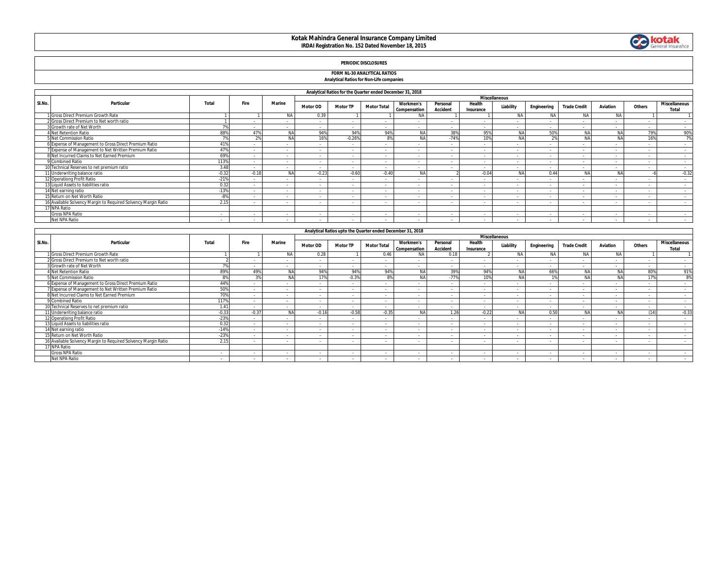# Kotak Mahindra General Insurance Company Limited

**IRDAI Registration No. 152 Dated November 18, 2015**

**PERIODIC DISCLOSURES**

**FORM NL-30 ANALYTICAL RATIOS**

**Analytical Ratios for Non-Life companies**

**Analytical Ratios for the Quarter ended December 31, 2018**

| Sl.No. | Particular | Total | Fire | Marine | Miscellaneous | | | | | | | | | | | |
|---|---|---|---|---|---|---|---|---|---|---|---|---|---|---|---|---|
| | | | | | Motor OD | Motor TP | Motor Total | Workmen's Compensation | Personal Accident | Health Insurance | Liability | Engineering | Trade Credit | Aviation | Others | Miscellaneous Total |
| 1 | Gross Direct Premium Growth Rate | 1 | 1 | NA | 0.39 | 1 | 1 | NA | 1 | 1 | NA | NA | NA | NA | 1 | 1 |
| 2 | Gross Direct Premium to Net worth ratio | 1 | - | - | - | - | - | - | - | - | - | - | - | - | - | - |
| 3 | Growth rate of Net Worth | 7% | - | - | - | - | - | - | - | - | - | - | - | - | - | - |
| 4 | Net Retention Ratio | 88% | 47% | NA | 94% | 94% | 94% | NA | 38% | 95% | NA | 50% | NA | NA | 79% | 90% |
| 5 | Net Commission Ratio | 7% | 2% | NA | 16% | -0.26% | 8% | NA | -74% | 10% | NA | 2% | NA | NA | 16% | 7% |
| 6 | Expense of Management to Gross Direct Premium Ratio | 41% | - | - | - | - | - | - | - | - | - | - | - | - | - | - |
| 7 | Expense of Management to Net Written Premium Ratio | 47% | - | - | - | - | - | - | - | - | - | - | - | - | - | - |
| 8 | Net Incurred Claims to Net Earned Premium | 69% | - | - | - | - | - | - | - | - | - | - | - | - | - | - |
| 9 | Combined Ratio | 113% | - | - | - | - | - | - | - | - | - | - | - | - | - | - |
| 10 | Technical Reserves to net premium ratio | 3.48 | - | - | - | - | - | - | - | - | - | - | - | - | - | - |
| 11 | Underwriting balance ratio | -0.32 | -0.18 | NA | -0.23 | -0.60 | -0.40 | NA | 2 | -0.04 | NA | 0.44 | NA | NA | -6 | -0.32 |
| 12 | Operationg Profit Ratio | -21% | - | - | - | - | - | - | - | - | - | - | - | - | - | - |
| 13 | Liquid Assets to liabilities ratio | 0.32 | - | - | - | - | - | - | - | - | - | - | - | - | - | - |
| 14 | Net earning ratio | -13% | - | - | - | - | - | - | - | - | - | - | - | - | - | - |
| 15 | Return on Net Worth Ratio | -8% | - | - | - | - | - | - | - | - | - | - | - | - | - | - |
| 16 | Available Solvency Margin to Required Solvency Margin Ratio | 2.15 | - | - | - | - | - | - | - | - | - | - | - | - | - | - |
| 17 | NPA Ratio | | | | | | | | | | | | | | | |
| | Gross NPA Ratio | - | - | - | - | - | - | - | - | - | - | - | - | - | - | - |
| | Net NPA Ratio | - | - | - | - | - | - | - | - | - | - | - | - | - | - | - |

**Analytical Ratios upto the Quarter ended December 31, 2018**

| Sl.No. | Particular | Total | Fire | Marine | Miscellaneous | | | | | | | | | | | |
|---|---|---|---|---|---|---|---|---|---|---|---|---|---|---|---|---|
| | | | | | Motor OD | Motor TP | Motor Total | Workmen's Compensation | Personal Accident | Health Insurance | Liability | Engineering | Trade Credit | Aviation | Others | Miscellaneous Total |
| 1 | Gross Direct Premium Growth Rate | 1 | 1 | NA | 0.28 | 1 | 0.46 | NA | 0.18 | 2 | NA | NA | NA | NA | 1 | 1 |
| 2 | Gross Direct Premium to Net worth ratio | 2 | - | - | - | - | - | - | - | - | - | - | - | - | - | - |
| 3 | Growth rate of Net Worth | 7% | - | - | - | - | - | - | - | - | - | - | - | - | - | - |
| 4 | Net Retention Ratio | 89% | 49% | NA | 94% | 94% | 94% | NA | 39% | 94% | NA | 66% | NA | NA | 80% | 91% |
| 5 | Net Commission Ratio | 8% | 3% | NA | 17% | -0.3% | 8% | NA | -77% | 10% | NA | 1% | NA | NA | 17% | 8% |
| 6 | Expense of Management to Gross Direct Premium Ratio | 44% | - | - | - | - | - | - | - | - | - | - | - | - | - | - |
| 7 | Expense of Management to Net Written Premium Ratio | 50% | - | - | - | - | - | - | - | - | - | - | - | - | - | - |
| 8 | Net Incurred Claims to Net Earned Premium | 70% | - | - | - | - | - | - | - | - | - | - | - | - | - | - |
| 9 | Combined Ratio | 117% | - | - | - | - | - | - | - | - | - | - | - | - | - | - |
| 10 | Technical Reserves to net premium ratio | 1.41 | - | - | - | - | - | - | - | - | - | - | - | - | - | - |
| 11 | Underwriting balance ratio | -0.33 | -0.37 | NA | -0.16 | -0.58 | -0.35 | NA | 1.26 | -0.22 | NA | 0.50 | NA | NA | (14) | -0.33 |
| 12 | Operationg Profit Ratio | -23% | - | - | - | - | - | - | - | - | - | - | - | - | - | - |
| 13 | Liquid Assets to liabilities ratio | 0.32 | - | - | - | - | - | - | - | - | - | - | - | - | - | - |
| 14 | Net earning ratio | -14% | - | - | - | - | - | - | - | - | - | - | - | - | - | - |
| 15 | Return on Net Worth Ratio | -23% | - | - | - | - | - | - | - | - | - | - | - | - | - | - |
| 16 | Available Solvency Margin to Required Solvency Margin Ratio | 2.15 | - | - | - | - | - | - | - | - | - | - | - | - | - | - |
| 17 | NPA Ratio | | | | | | | | | | | | | | | |
| | Gross NPA Ratio | - | - | - | - | - | - | - | - | - | - | - | - | - | - | - |
| | Net NPA Ratio | - | - | - | - | - | - | - | - | - | - | - | - | - | - | - |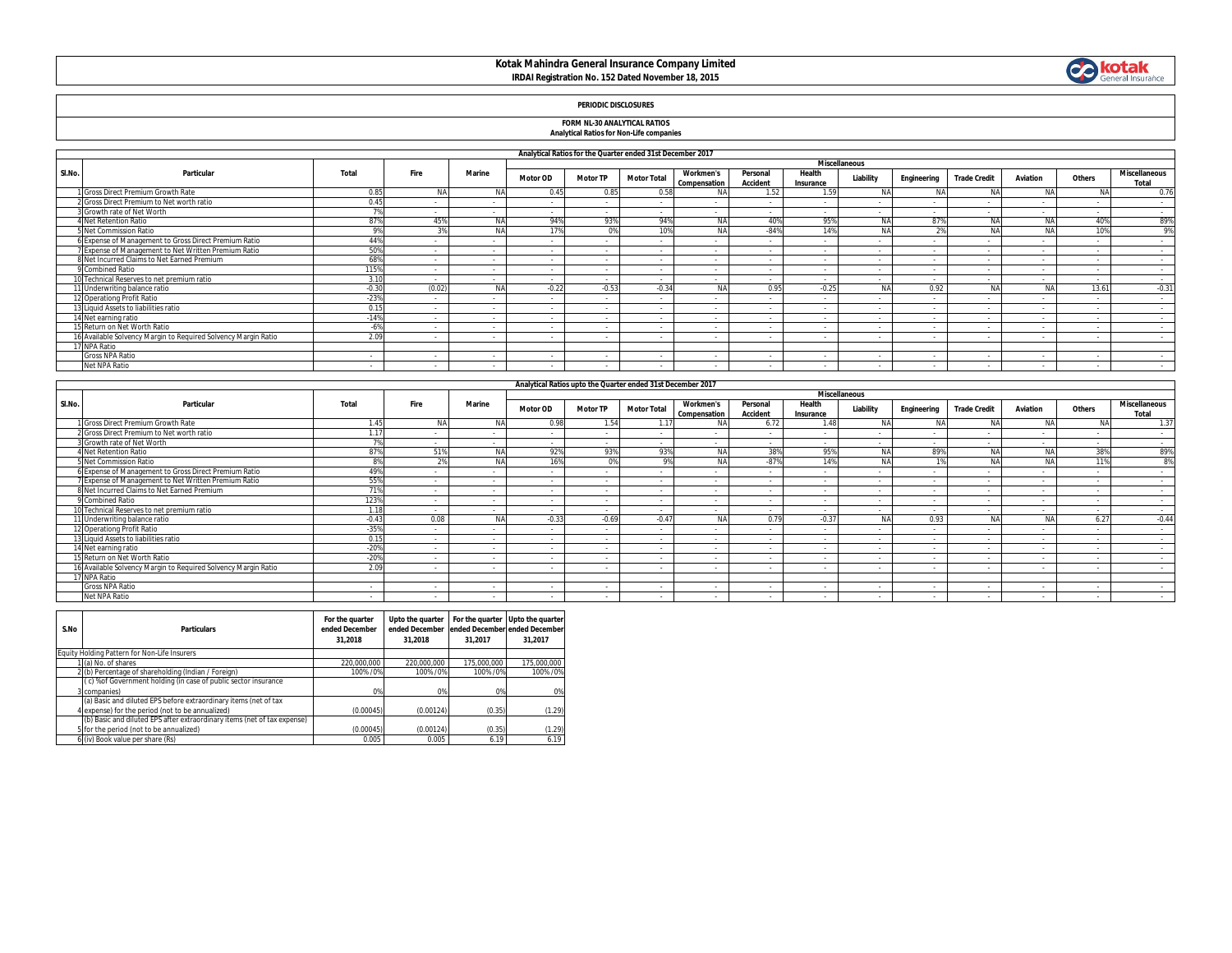# Kotak Mahindra General Insurance Company Limited

**IRDAI Registration No. 152 Dated November 18, 2015**

**PERIODIC DISCLOSURES**

**FORM NL-30 ANALYTICAL RATIOS**

**Analytical Ratios for Non-Life companies**

| Analytical Ratios for the Quarter ended 31st December 2017 | | | | | | | | | | | | | | | | | |
|---|---|---|---|---|---|---|---|---|---|---|---|---|---|---|---|---|---|
| Sl.No. | Particular | Total | Fire | Marine | Motor OD | Motor TP | Motor Total | Miscellaneous | | | | | | | | | |
| | | | | | | | | Workmen's Compensation | Personal Accident | Health Insurance | Liability | Engineering | Trade Credit | Aviation | Others | Miscellaneous Total | |
| 1 | Gross Direct Premium Growth Rate | 0.85 | NA | NA | 0.45 | 0.85 | 0.58 | NA | 1.52 | 1.59 | NA | NA | NA | NA | NA | 0.76 | |
| 2 | Gross Direct Premium to Net worth ratio | 0.45 | - | - | - | - | - | - | - | - | - | - | - | - | - | - | |
| 3 | Growth rate of Net Worth | 7% | - | - | - | - | - | - | - | - | - | - | - | - | - | - | |
| 4 | Net Retention Ratio | 87% | 45% | NA | 94% | 93% | 94% | NA | 40% | 95% | NA | 87% | NA | NA | 40% | 89% | |
| 5 | Net Commission Ratio | 9% | 3% | NA | 17% | 0% | 10% | NA | -84% | 14% | NA | 2% | NA | NA | 10% | 9% | |
| 6 | Expense of Management to Gross Direct Premium Ratio | 44% | - | - | - | - | - | - | - | - | - | - | - | - | - | - | |
| 7 | Expense of Management to Net Written Premium Ratio | 50% | - | - | - | - | - | - | - | - | - | - | - | - | - | - | |
| 8 | Net Incurred Claims to Net Earned Premium | 68% | - | - | - | - | - | - | - | - | - | - | - | - | - | - | |
| 9 | Combined Ratio | 115% | - | - | - | - | - | - | - | - | - | - | - | - | - | - | |
| 10 | Technical Reserves to net premium ratio | 3.10 | - | - | - | - | - | - | - | - | - | - | - | - | - | - | |
| 11 | Underwriting balance ratio | -0.30 | (0.02) | NA | -0.22 | -0.53 | -0.34 | NA | 0.95 | -0.25 | NA | 0.92 | NA | NA | 13.61 | -0.31 | |
| 12 | Operationg Profit Ratio | -23% | - | - | - | - | - | - | - | - | - | - | - | - | - | - | |
| 13 | Liquid Assets to liabilities ratio | 0.15 | - | - | - | - | - | - | - | - | - | - | - | - | - | - | |
| 14 | Net earning ratio | -14% | - | - | - | - | - | - | - | - | - | - | - | - | - | - | |
| 15 | Return on Net Worth Ratio | -6% | - | - | - | - | - | - | - | - | - | - | - | - | - | - | |
| 16 | Available Solvency Margin to Required Solvency Margin Ratio | 2.09 | - | - | - | - | - | - | - | - | - | - | - | - | - | - | |
| 17 | NPA Ratio | | | | | | | | | | | | | | | | |
| | Gross NPA Ratio | - | - | - | - | - | - | - | - | - | - | - | - | - | - | - | |
| | Net NPA Ratio | - | - | - | - | - | - | - | - | - | - | - | - | - | - | - | |

| Analytical Ratios upto the Quarter ended 31st December 2017 | | | | | | | | | | | | | | | | |
|---|---|---|---|---|---|---|---|---|---|---|---|---|---|---|---|---|
| Sl.No. | Particular | Total | Fire | Marine | Motor OD | Motor TP | Motor Total | Miscellaneous | | | | | | | | |
| | | | | | | | | Workmen's Compensation | Personal Accident | Health Insurance | Liability | Engineering | Trade Credit | Aviation | Others | Miscellaneous Total |
| 1 | Gross Direct Premium Growth Rate | 1.45 | NA | NA | 0.98 | 1.54 | 1.17 | NA | 6.72 | 1.48 | NA | NA | NA | NA | NA | 1.37 |
| 2 | Gross Direct Premium to Net worth ratio | 1.17 | - | - | - | - | - | - | - | - | - | - | - | - | - | - |
| 3 | Growth rate of Net Worth | 7% | - | - | - | - | - | - | - | - | - | - | - | - | - | - |
| 4 | Net Retention Ratio | 87% | 51% | NA | 92% | 93% | 93% | NA | 38% | 95% | NA | 89% | NA | NA | 38% | 89% |
| 5 | Net Commission Ratio | 8% | 2% | NA | 16% | 0% | 9% | NA | -87% | 14% | NA | 1% | NA | NA | 11% | 8% |
| 6 | Expense of Management to Gross Direct Premium Ratio | 49% | - | - | - | - | - | - | - | - | - | - | - | - | - | - |
| 7 | Expense of Management to Net Written Premium Ratio | 55% | - | - | - | - | - | - | - | - | - | - | - | - | - | - |
| 8 | Net Incurred Claims to Net Earned Premium | 71% | - | - | - | - | - | - | - | - | - | - | - | - | - | - |
| 9 | Combined Ratio | 123% | - | - | - | - | - | - | - | - | - | - | - | - | - | - |
| 10 | Technical Reserves to net premium ratio | 1.18 | - | - | - | - | - | - | - | - | - | - | - | - | - | - |
| 11 | Underwriting balance ratio | -0.43 | 0.08 | NA | -0.33 | -0.69 | -0.47 | NA | 0.79 | -0.37 | NA | 0.93 | NA | NA | 6.27 | -0.44 |
| 12 | Operationg Profit Ratio | -35% | - | - | - | - | - | - | - | - | - | - | - | - | - | - |
| 13 | Liquid Assets to liabilities ratio | 0.15 | - | - | - | - | - | - | - | - | - | - | - | - | - | - |
| 14 | Net earning ratio | -20% | - | - | - | - | - | - | - | - | - | - | - | - | - | - |
| 15 | Return on Net Worth Ratio | -20% | - | - | - | - | - | - | - | - | - | - | - | - | - | - |
| 16 | Available Solvency Margin to Required Solvency Margin Ratio | 2.09 | - | - | - | - | - | - | - | - | - | - | - | - | - | - |
| 17 | NPA Ratio | | | | | | | | | | | | | | | |
| | Gross NPA Ratio | - | - | - | - | - | - | - | - | - | - | - | - | - | - | - |
| | Net NPA Ratio | - | - | - | - | - | - | - | - | - | - | - | - | - | - | - |

| S.No | Particulars | For the quarter ended December 31,2018 | Upto the quarter ended December 31,2018 | For the quarter ended December 31,2017 | Upto the quarter ended December 31,2017 |
|---|---|---|---|---|---|
| Equity Holding Pattern for Non-Life Insurers | | | | | |
| 1 | (a) No. of shares | 220,000,000 | 220,000,000 | 175,000,000 | 175,000,000 |
| 2 | (b) Percentage of shareholding (Indian / Foreign) | 100% /0% | 100% /0% | 100% /0% | 100% /0% |
| 3 | ( c) %of Government holding (in case of public sector insurance companies) | 0% | 0% | 0% | 0% |
| 4 | (a) Basic and diluted EPS before extraordinary items (net of tax expense) for the period (not to be annualized) | (0.00045) | (0.00124) | (0.35) | (1.29) |
| 5 | (b) Basic and diluted EPS after extraordinary items (net of tax expense) for the period (not to be annualized) | (0.00045) | (0.00124) | (0.35) | (1.29) |
| 6 | (iv) Book value per share (Rs) | 0.005 | 0.005 | 6.19 | 6.19 |